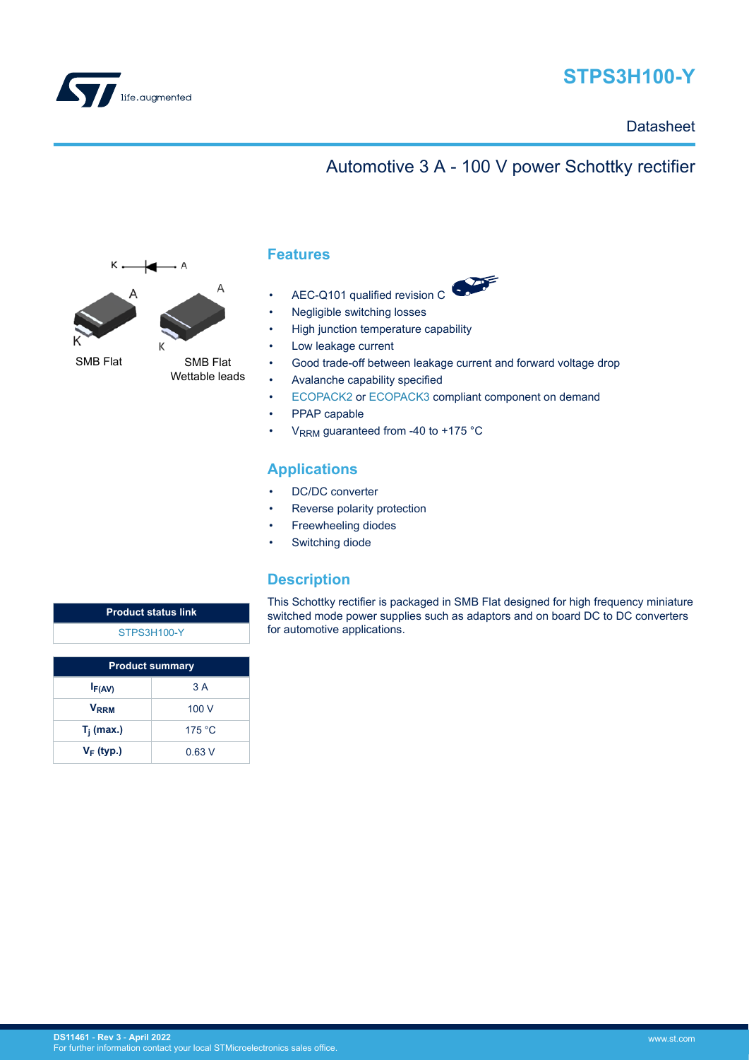# STPS3H100-Y

Datasheet

## Automotive 3 A - 100 V power Schottky rectifier

K A

SMB Flat

SMB Flat Wettable leads

## Features

- AEC-Q101 qualified revision C
- Negligible switching losses
- High junction temperature capability
- Low leakage current
- Good trade-off between leakage current and forward voltage drop
- Avalanche capability specified
- ECOPACK2 or ECOPACK3 compliant component on demand
- PPAP capable
- $V_{RRM}$ guaranteed from -40 to +175 °C

## Applications

- DC/DC converter
- Reverse polarity protection
- Freewheeling diodes
- Switching diode

## Description

This Schottky rectifier is packaged in SMB Flat designed for high frequency miniature switched mode power supplies such as adaptors and on board DC to DC converters for automotive applications.

| Product status link |
|---|
| STPS3H100-Y |

| Product summary | |
|---|---|
| $I_{F(AV)}$ | 3 A |
| $V_{RRM}$ | 100 V |
| $T_j$ (max.) | 175 °C |
| $V_F$ (typ.) | 0.63 V |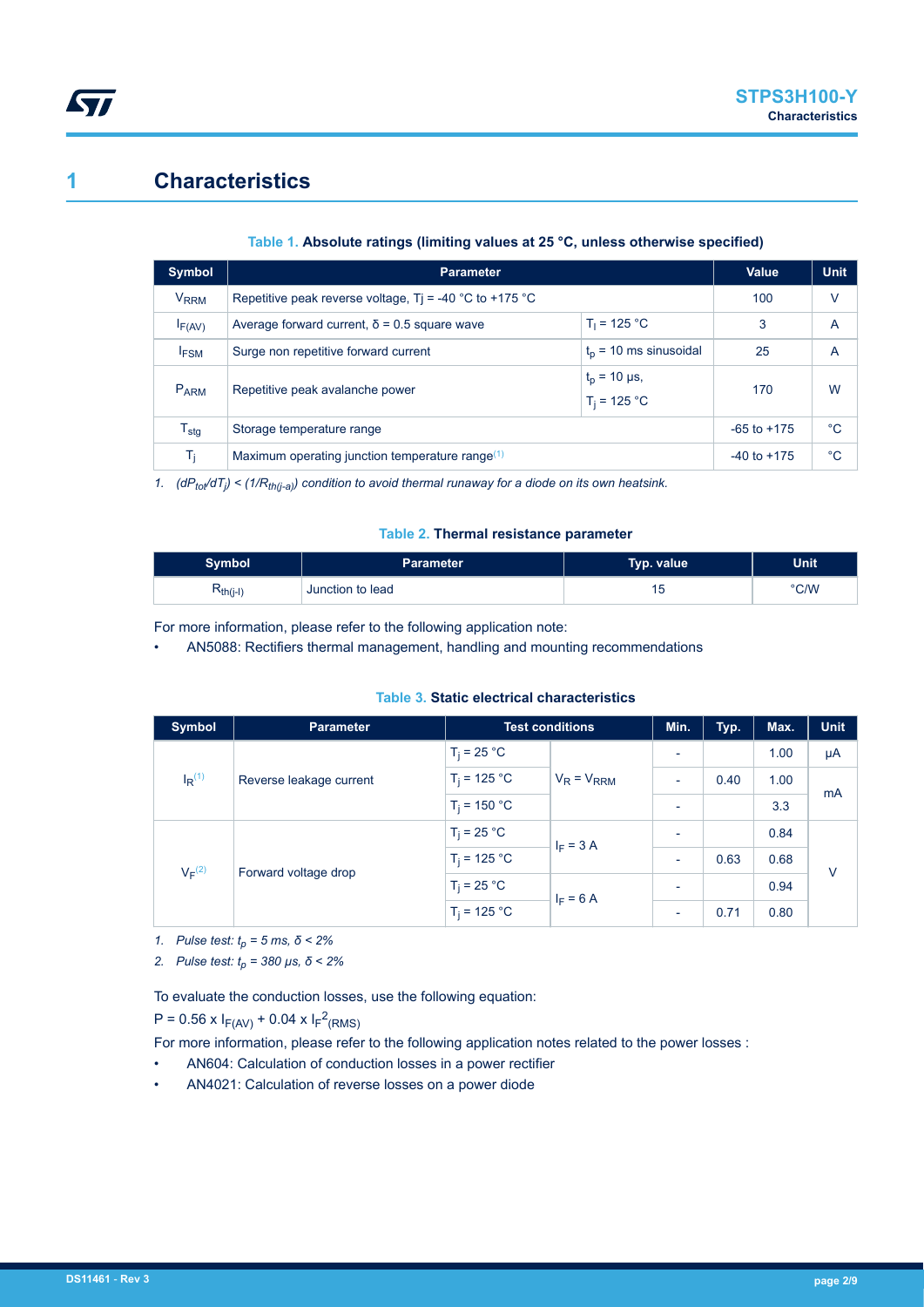# 1 Characteristics

**Table 1. Absolute ratings (limiting values at 25 °C, unless otherwise specified)**

| Symbol | Parameter | | Value | Unit |
|---|---|---|---|---|
| $V_{RRM}$ | Repetitive peak reverse voltage, Tj = -40 °C to +175 °C | | 100 | V |
| $I_{F(AV)}$ | Average forward current, δ = 0.5 square wave | $T_l$ = 125 °C | 3 | A |
| $I_{FSM}$ | Surge non repetitive forward current | $t_p$ = 10 ms sinusoidal | 25 | A |
| $P_{ARM}$ | Repetitive peak avalanche power | $t_p$ = 10 µs, $T_j$ = 125 °C | 170 | W |
| $T_{stg}$ | Storage temperature range | | -65 to +175 | °C |
| $T_j$ | Maximum operating junction temperature range[1] | | -40 to +175 | °C |

1. *$(dP_{tot}/dT_j) < (1/R_{th(j-a)})$ condition to avoid thermal runaway for a diode on its own heatsink.*

**Table 2. Thermal resistance parameter**

| Symbol | Parameter | Typ. value | Unit |
|---|---|---|---|
| $R_{th(j-l)}$ | Junction to lead | 15 | °C/W |

For more information, please refer to the following application note:

- AN5088: Rectifiers thermal management, handling and mounting recommendations

**Table 3. Static electrical characteristics**

| Symbol | Parameter | Test conditions | | Min. | Typ. | Max. | Unit |
|---|---|---|---|---|---|---|---|
| $I_R$[1] | Reverse leakage current | $T_j$ = 25 °C | $V_R = V_{RRM}$ | - | | 1.00 | µA |
| | | $T_j$ = 125 °C | | - | 0.40 | 1.00 | mA |
| | | $T_j$ = 150 °C | | - | | 3.3 | |
| $V_F$[2] | Forward voltage drop | $T_j$ = 25 °C | $I_F$ = 3 A | - | | 0.84 | V |
| | | $T_j$ = 125 °C | | - | 0.63 | 0.68 | |
| | | $T_j$ = 25 °C | $I_F$ = 6 A | - | | 0.94 | |
| | | $T_j$ = 125 °C | | - | 0.71 | 0.80 | |

1. *Pulse test: $t_p$ = 5 ms, δ < 2%*
2. *Pulse test: $t_p$ = 380 µs, δ < 2%*

To evaluate the conduction losses, use the following equation:

$P = 0.56 \times I_{F(AV)} + 0.04 \times I_{F}^{2}{}_{(RMS)}$

For more information, please refer to the following application notes related to the power losses :

- AN604: Calculation of conduction losses in a power rectifier
- AN4021: Calculation of reverse losses on a power diode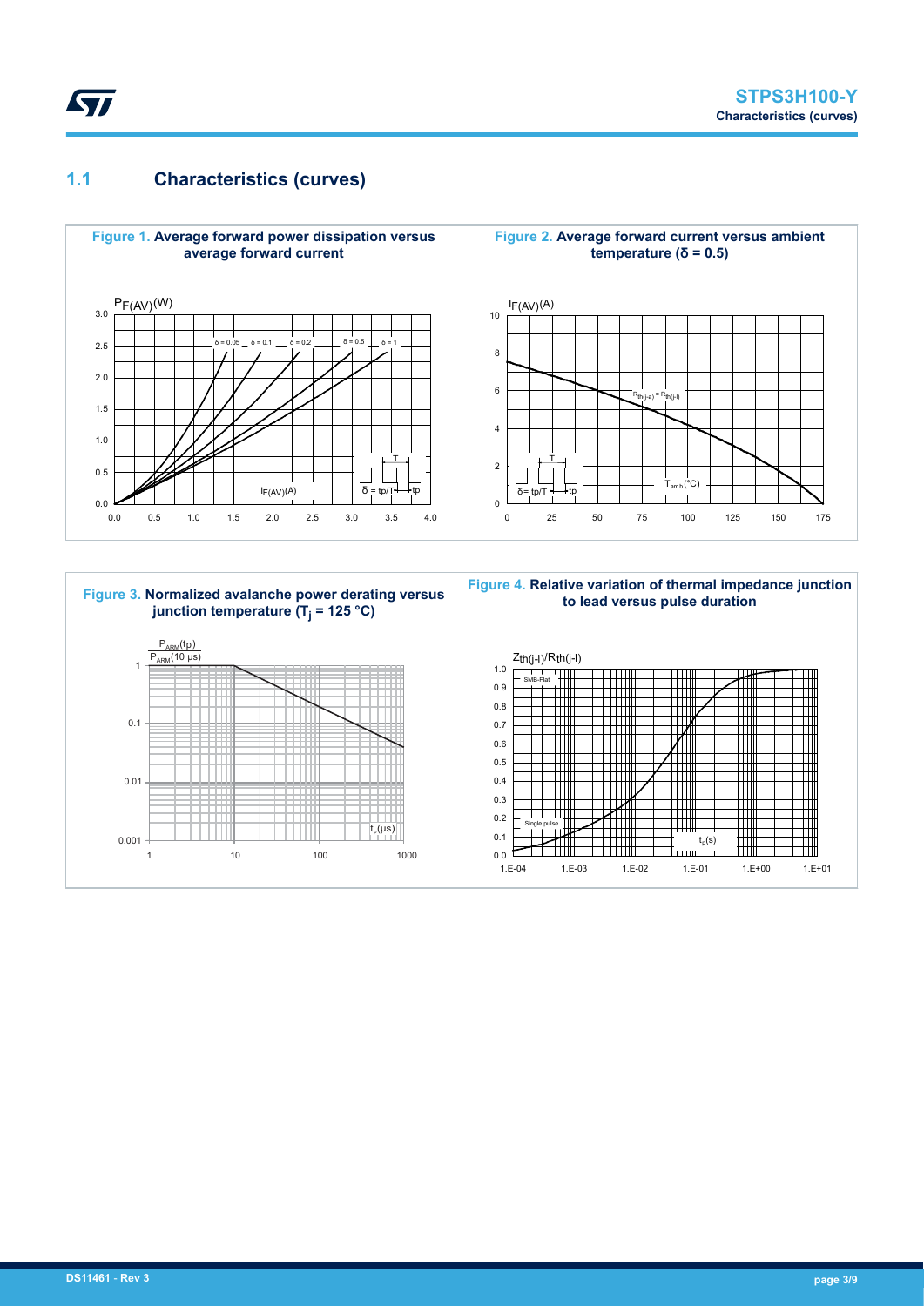## 1.1 Characteristics (curves)

**Figure 1.** Average forward power dissipation versus average forward current

**Figure 2.** Average forward current versus ambient temperature (δ = 0.5)

**Figure 3.** Normalized avalanche power derating versus junction temperature ($T_j$ = 125 °C)

**Figure 4.** Relative variation of thermal impedance junction to lead versus pulse duration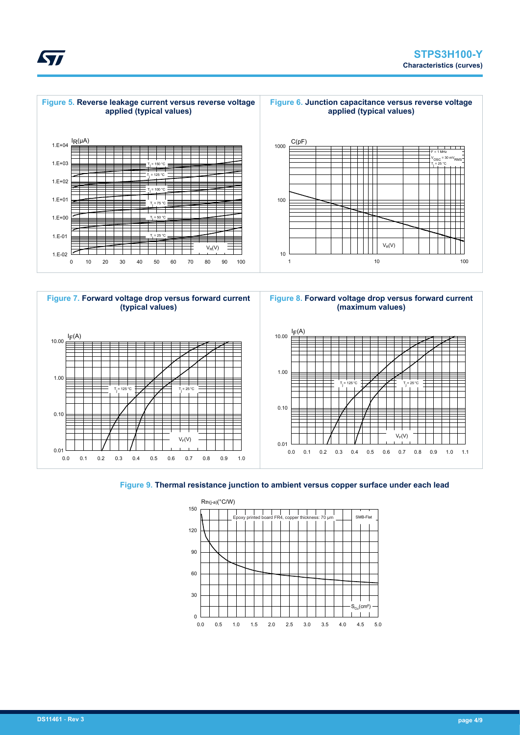**Figure 5.** Reverse leakage current versus reverse voltage applied (typical values)

**Figure 6.** Junction capacitance versus reverse voltage applied (typical values)

**Figure 7.** Forward voltage drop versus forward current (typical values)

**Figure 8.** Forward voltage drop versus forward current (maximum values)

**Figure 9.** Thermal resistance junction to ambient versus copper surface under each lead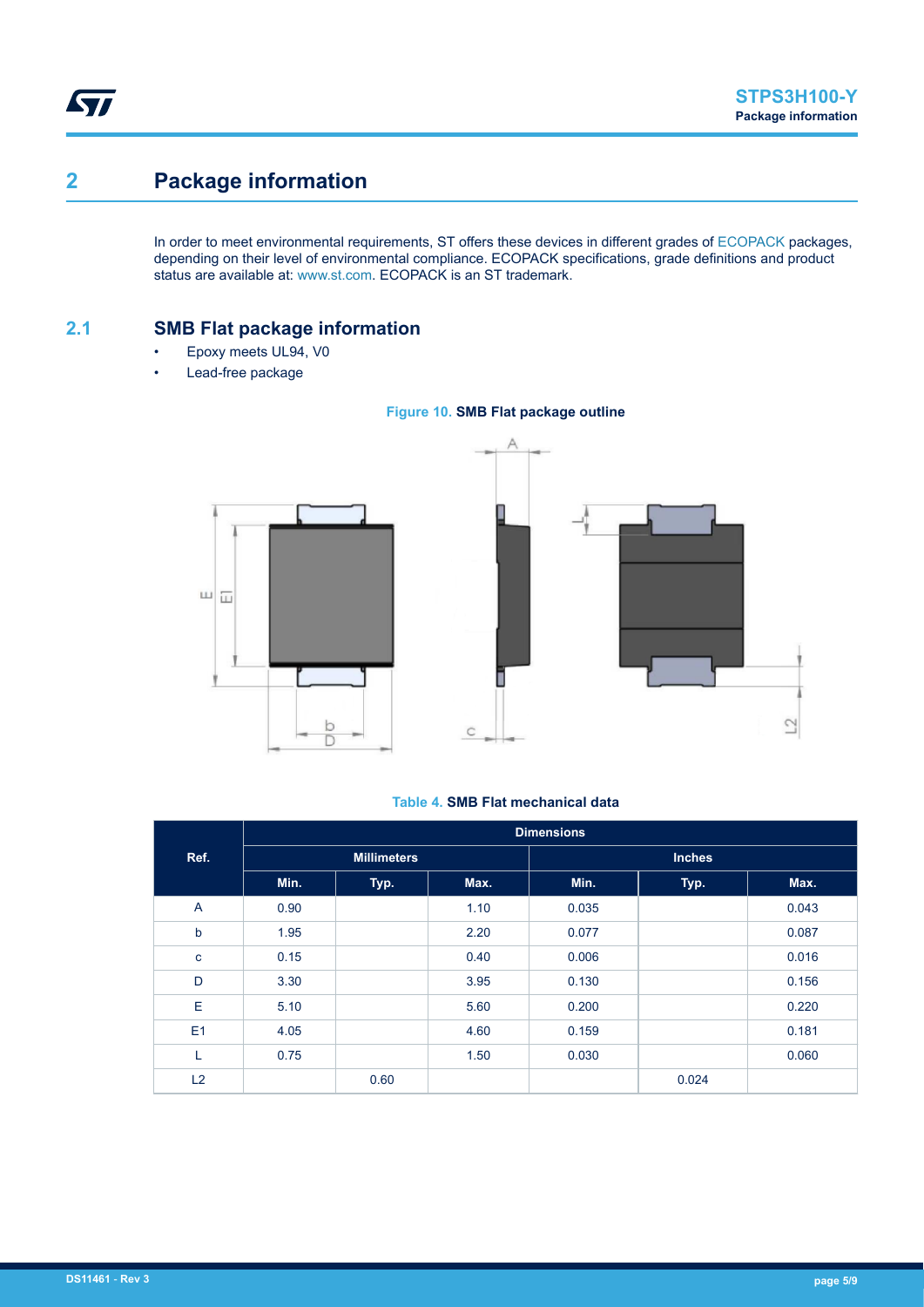# 2 Package information

In order to meet environmental requirements, ST offers these devices in different grades of ECOPACK packages, depending on their level of environmental compliance. ECOPACK specifications, grade definitions and product status are available at: www.st.com. ECOPACK is an ST trademark.

## 2.1 SMB Flat package information

- Epoxy meets UL94, V0
- Lead-free package

**Figure 10. SMB Flat package outline**

**Table 4. SMB Flat mechanical data**

| Ref. | Dimensions | | | | | |
|---|---|---|---|---|---|---|
| | Millimeters | | | Inches | | |
| | Min. | Typ. | Max. | Min. | Typ. | Max. |
| A | 0.90 | | 1.10 | 0.035 | | 0.043 |
| b | 1.95 | | 2.20 | 0.077 | | 0.087 |
| c | 0.15 | | 0.40 | 0.006 | | 0.016 |
| D | 3.30 | | 3.95 | 0.130 | | 0.156 |
| E | 5.10 | | 5.60 | 0.200 | | 0.220 |
| E1 | 4.05 | | 4.60 | 0.159 | | 0.181 |
| L | 0.75 | | 1.50 | 0.030 | | 0.060 |
| L2 | | 0.60 | | | 0.024 | |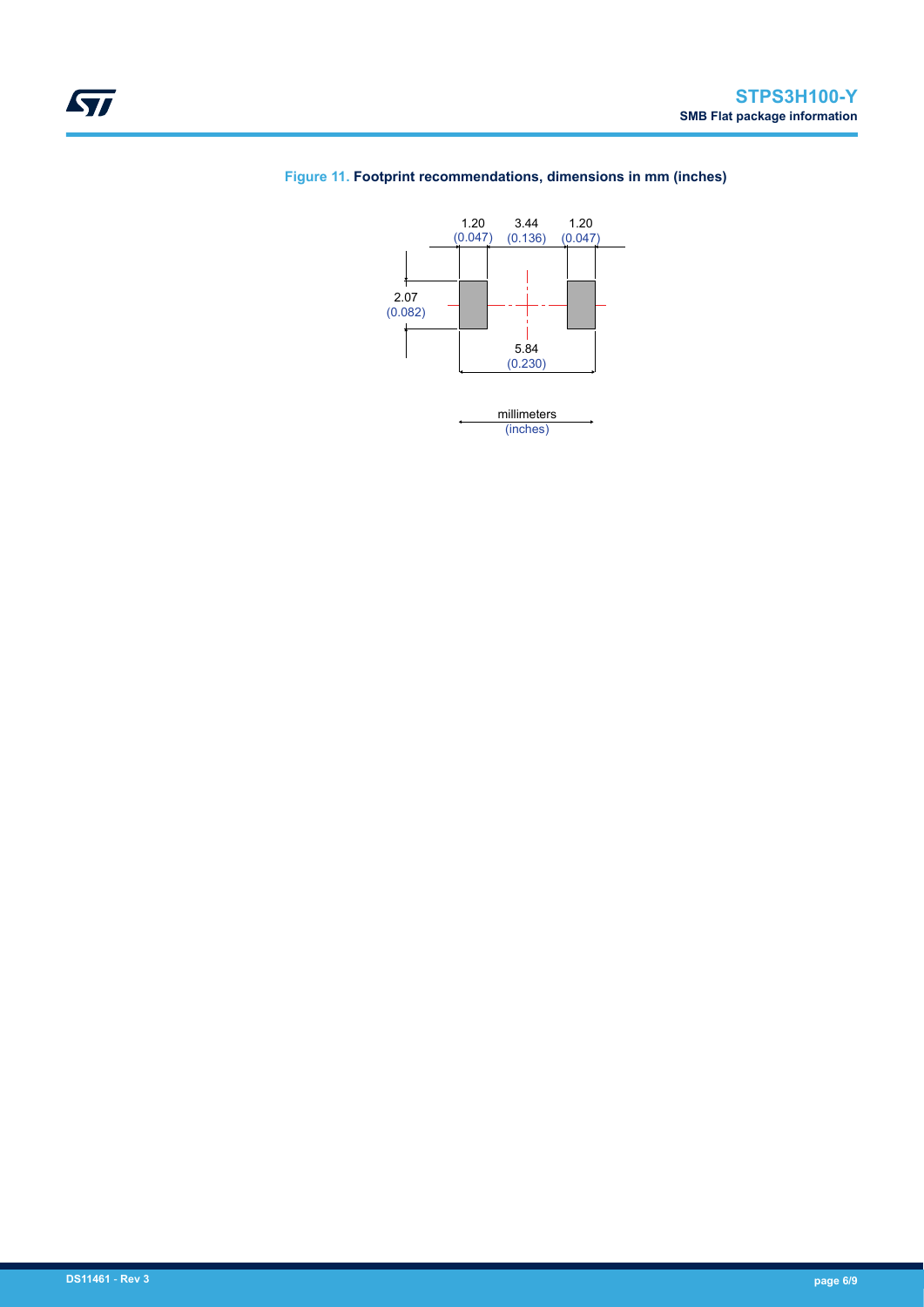**Figure 11.** **Footprint recommendations, dimensions in mm (inches)**

1.20 (0.047) 3.44 (0.136) 1.20 (0.047)

2.07 (0.082)

5.84 (0.230)

millimeters (inches)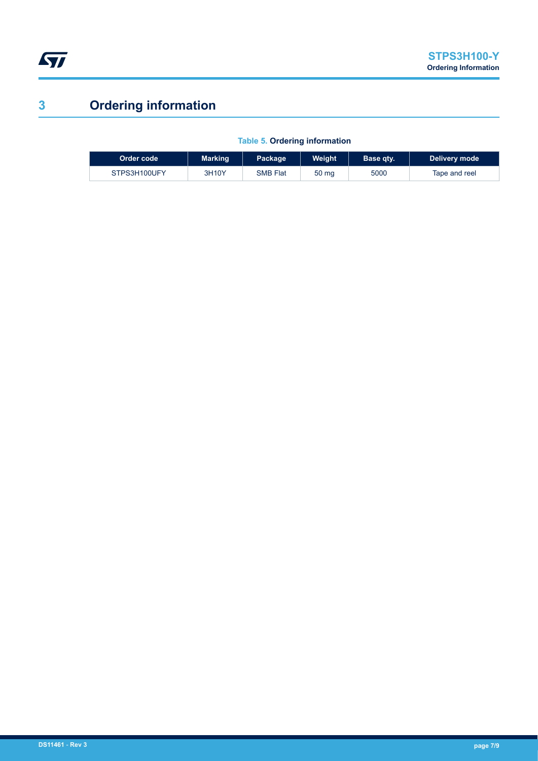# 3 Ordering information

**Table 5. Ordering information**

| Order code | Marking | Package | Weight | Base qty. | Delivery mode |
| --- | --- | --- | --- | --- | --- |
| STPS3H100UFY | 3H10Y | SMB Flat | 50 mg | 5000 | Tape and reel |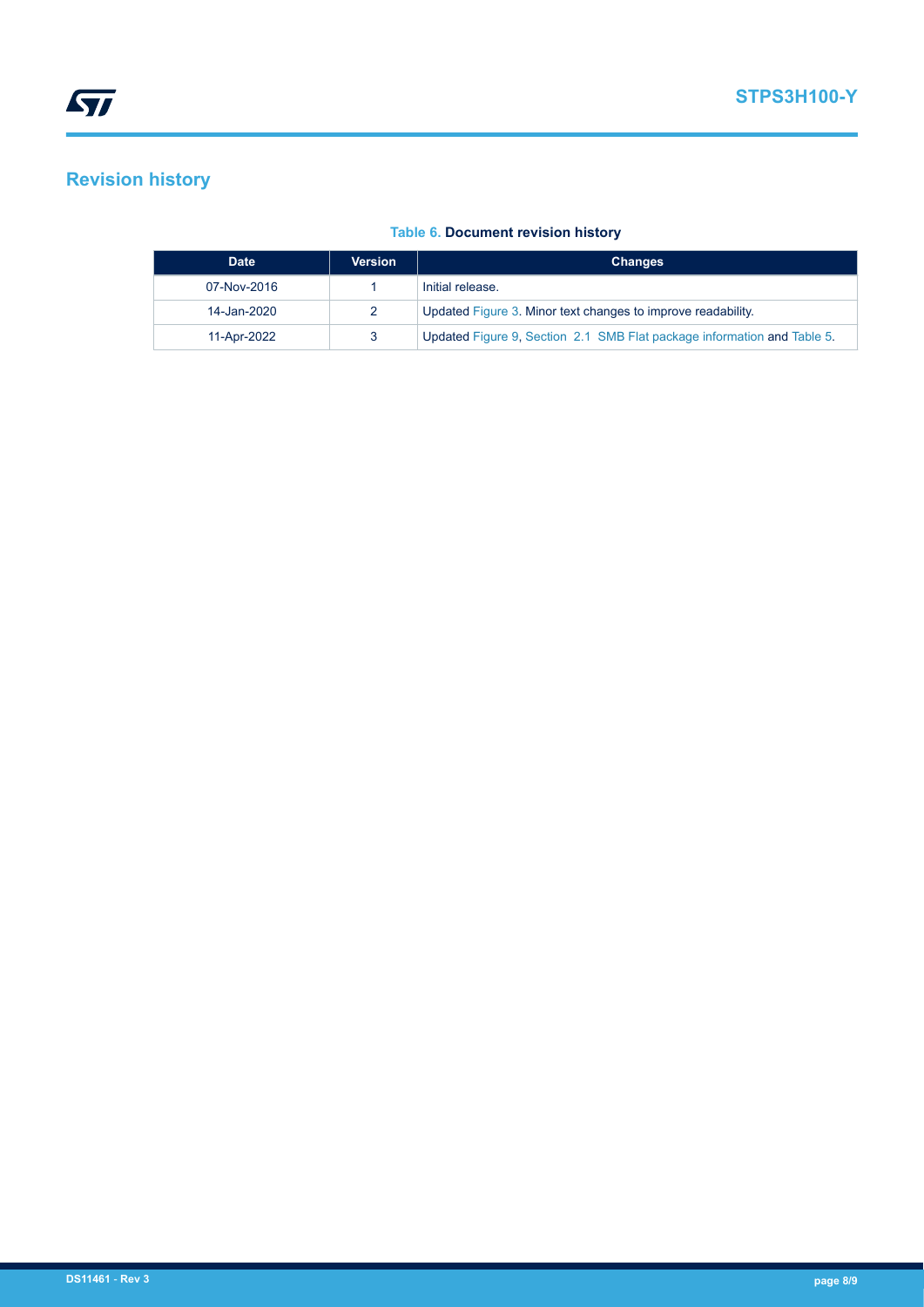# Revision history

**Table 6. Document revision history**

| Date | Version | Changes |
|---|---|---|
| 07-Nov-2016 | 1 | Initial release. |
| 14-Jan-2020 | 2 | Updated Figure 3. Minor text changes to improve readability. |
| 11-Apr-2022 | 3 | Updated Figure 9, Section 2.1 SMB Flat package information and Table 5. |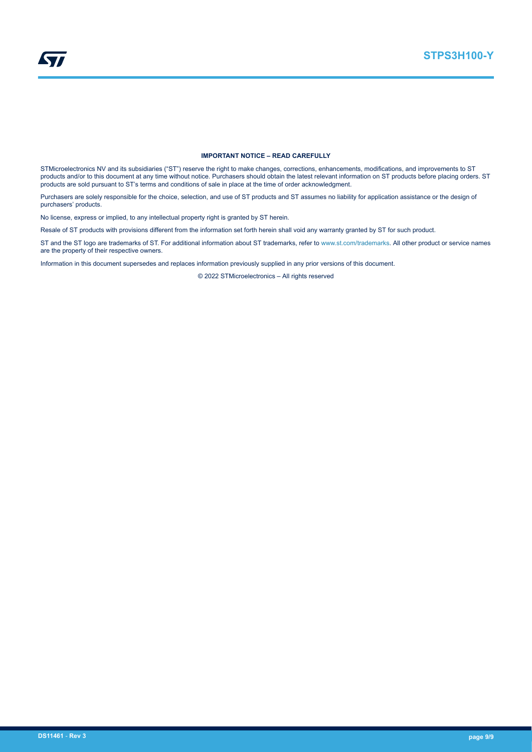**IMPORTANT NOTICE – READ CAREFULLY**

STMicroelectronics NV and its subsidiaries ("ST") reserve the right to make changes, corrections, enhancements, modifications, and improvements to ST products and/or to this document at any time without notice. Purchasers should obtain the latest relevant information on ST products before placing orders. ST products are sold pursuant to ST's terms and conditions of sale in place at the time of order acknowledgment.

Purchasers are solely responsible for the choice, selection, and use of ST products and ST assumes no liability for application assistance or the design of purchasers' products.

No license, express or implied, to any intellectual property right is granted by ST herein.

Resale of ST products with provisions different from the information set forth herein shall void any warranty granted by ST for such product.

ST and the ST logo are trademarks of ST. For additional information about ST trademarks, refer to www.st.com/trademarks. All other product or service names are the property of their respective owners.

Information in this document supersedes and replaces information previously supplied in any prior versions of this document.

© 2022 STMicroelectronics – All rights reserved